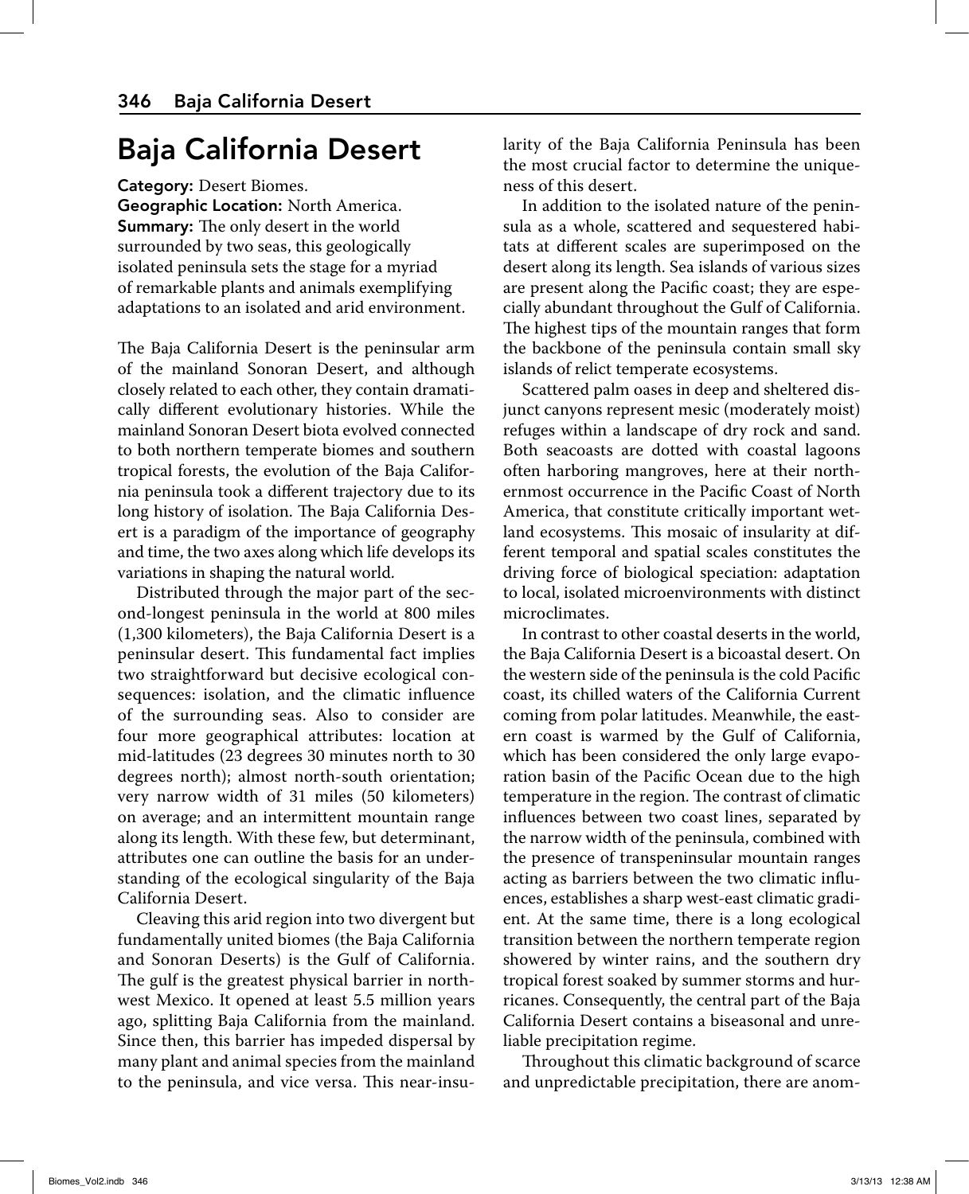# Baja California Desert

**Category:** Desert Biomes.
**Geographic Location:** North America.
**Summary:** The only desert in the world surrounded by two seas, this geologically isolated peninsula sets the stage for a myriad of remarkable plants and animals exemplifying adaptations to an isolated and arid environment.

The Baja California Desert is the peninsular arm of the mainland Sonoran Desert, and although closely related to each other, they contain dramatically different evolutionary histories. While the mainland Sonoran Desert biota evolved connected to both northern temperate biomes and southern tropical forests, the evolution of the Baja California peninsula took a different trajectory due to its long history of isolation. The Baja California Desert is a paradigm of the importance of geography and time, the two axes along which life develops its variations in shaping the natural world.

Distributed through the major part of the second-longest peninsula in the world at 800 miles (1,300 kilometers), the Baja California Desert is a peninsular desert. This fundamental fact implies two straightforward but decisive ecological consequences: isolation, and the climatic influence of the surrounding seas. Also to consider are four more geographical attributes: location at mid-latitudes (23 degrees 30 minutes north to 30 degrees north); almost north-south orientation; very narrow width of 31 miles (50 kilometers) on average; and an intermittent mountain range along its length. With these few, but determinant, attributes one can outline the basis for an understanding of the ecological singularity of the Baja California Desert.

Cleaving this arid region into two divergent but fundamentally united biomes (the Baja California and Sonoran Deserts) is the Gulf of California. The gulf is the greatest physical barrier in northwest Mexico. It opened at least 5.5 million years ago, splitting Baja California from the mainland. Since then, this barrier has impeded dispersal by many plant and animal species from the mainland to the peninsula, and vice versa. This near-insularity of the Baja California Peninsula has been the most crucial factor to determine the uniqueness of this desert.

In addition to the isolated nature of the peninsula as a whole, scattered and sequestered habitats at different scales are superimposed on the desert along its length. Sea islands of various sizes are present along the Pacific coast; they are especially abundant throughout the Gulf of California. The highest tips of the mountain ranges that form the backbone of the peninsula contain small sky islands of relict temperate ecosystems.

Scattered palm oases in deep and sheltered disjunct canyons represent mesic (moderately moist) refuges within a landscape of dry rock and sand. Both seacoasts are dotted with coastal lagoons often harboring mangroves, here at their northernmost occurrence in the Pacific Coast of North America, that constitute critically important wetland ecosystems. This mosaic of insularity at different temporal and spatial scales constitutes the driving force of biological speciation: adaptation to local, isolated microenvironments with distinct microclimates.

In contrast to other coastal deserts in the world, the Baja California Desert is a bicoastal desert. On the western side of the peninsula is the cold Pacific coast, its chilled waters of the California Current coming from polar latitudes. Meanwhile, the eastern coast is warmed by the Gulf of California, which has been considered the only large evaporation basin of the Pacific Ocean due to the high temperature in the region. The contrast of climatic influences between two coast lines, separated by the narrow width of the peninsula, combined with the presence of transpeninsular mountain ranges acting as barriers between the two climatic influences, establishes a sharp west-east climatic gradient. At the same time, there is a long ecological transition between the northern temperate region showered by winter rains, and the southern dry tropical forest soaked by summer storms and hurricanes. Consequently, the central part of the Baja California Desert contains a biseasonal and unreliable precipitation regime.

Throughout this climatic background of scarce and unpredictable precipitation, there are anom-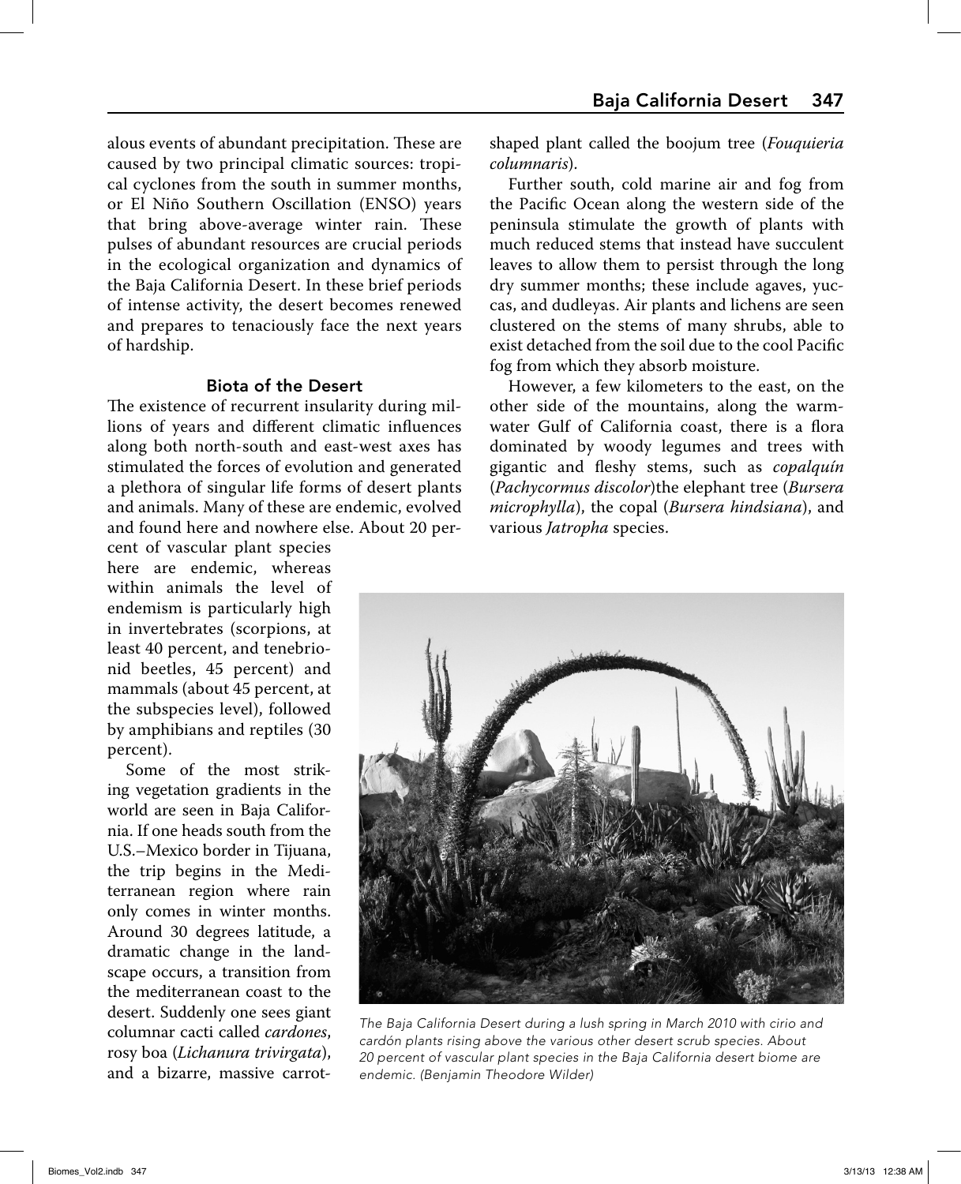alous events of abundant precipitation. These are caused by two principal climatic sources: tropical cyclones from the south in summer months, or El Niño Southern Oscillation (ENSO) years that bring above-average winter rain. These pulses of abundant resources are crucial periods in the ecological organization and dynamics of the Baja California Desert. In these brief periods of intense activity, the desert becomes renewed and prepares to tenaciously face the next years of hardship.

## Biota of the Desert

The existence of recurrent insularity during millions of years and different climatic influences along both north-south and east-west axes has stimulated the forces of evolution and generated a plethora of singular life forms of desert plants and animals. Many of these are endemic, evolved and found here and nowhere else. About 20 percent of vascular plant species here are endemic, whereas within animals the level of endemism is particularly high in invertebrates (scorpions, at least 40 percent, and tenebrionid beetles, 45 percent) and mammals (about 45 percent, at the subspecies level), followed by amphibians and reptiles (30 percent).

Some of the most striking vegetation gradients in the world are seen in Baja California. If one heads south from the U.S.–Mexico border in Tijuana, the trip begins in the Mediterranean region where rain only comes in winter months. Around 30 degrees latitude, a dramatic change in the landscape occurs, a transition from the mediterranean coast to the desert. Suddenly one sees giant columnar cacti called *cardones*, rosy boa (*Lichanura trivirgata*), and a bizarre, massive carrot-shaped plant called the boojum tree (*Fouquieria columnaris*).

Further south, cold marine air and fog from the Pacific Ocean along the western side of the peninsula stimulate the growth of plants with much reduced stems that instead have succulent leaves to allow them to persist through the long dry summer months; these include agaves, yuccas, and dudleyas. Air plants and lichens are seen clustered on the stems of many shrubs, able to exist detached from the soil due to the cool Pacific fog from which they absorb moisture.

However, a few kilometers to the east, on the other side of the mountains, along the warm-water Gulf of California coast, there is a flora dominated by woody legumes and trees with gigantic and fleshy stems, such as *copalquín* (*Pachycormus discolor*)the elephant tree (*Bursera microphylla*), the copal (*Bursera hindsiana*), and various *Jatropha* species.

*The Baja California Desert during a lush spring in March 2010 with cirio and cardón plants rising above the various other desert scrub species. About 20 percent of vascular plant species in the Baja California desert biome are endemic. (Benjamin Theodore Wilder)*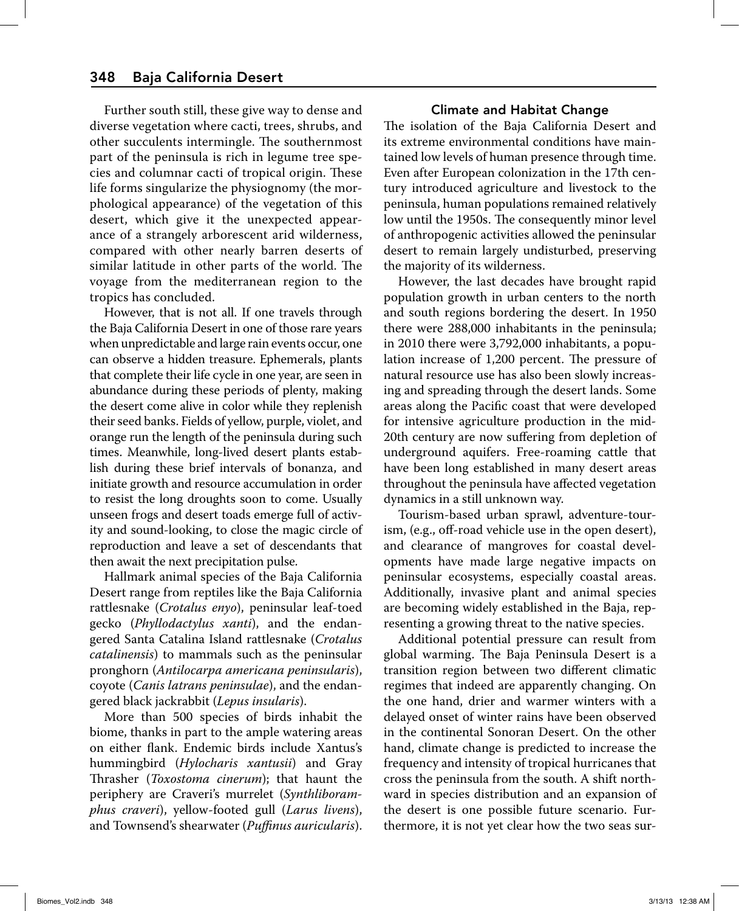Further south still, these give way to dense and diverse vegetation where cacti, trees, shrubs, and other succulents intermingle. The southernmost part of the peninsula is rich in legume tree species and columnar cacti of tropical origin. These life forms singularize the physiognomy (the morphological appearance) of the vegetation of this desert, which give it the unexpected appearance of a strangely arborescent arid wilderness, compared with other nearly barren deserts of similar latitude in other parts of the world. The voyage from the mediterranean region to the tropics has concluded.

However, that is not all. If one travels through the Baja California Desert in one of those rare years when unpredictable and large rain events occur, one can observe a hidden treasure. Ephemerals, plants that complete their life cycle in one year, are seen in abundance during these periods of plenty, making the desert come alive in color while they replenish their seed banks. Fields of yellow, purple, violet, and orange run the length of the peninsula during such times. Meanwhile, long-lived desert plants establish during these brief intervals of bonanza, and initiate growth and resource accumulation in order to resist the long droughts soon to come. Usually unseen frogs and desert toads emerge full of activity and sound-looking, to close the magic circle of reproduction and leave a set of descendants that then await the next precipitation pulse.

Hallmark animal species of the Baja California Desert range from reptiles like the Baja California rattlesnake (*Crotalus enyo*), peninsular leaf-toed gecko (*Phyllodactylus xanti*), and the endangered Santa Catalina Island rattlesnake (*Crotalus catalinensis*) to mammals such as the peninsular pronghorn (*Antilocarpa americana peninsularis*), coyote (*Canis latrans peninsulae*), and the endangered black jackrabbit (*Lepus insularis*).

More than 500 species of birds inhabit the biome, thanks in part to the ample watering areas on either flank. Endemic birds include Xantus's hummingbird (*Hylocharis xantusii*) and Gray Thrasher (*Toxostoma cinerum*); that haunt the periphery are Craveri's murrelet (*Synthliboramphus craveri*), yellow-footed gull (*Larus livens*), and Townsend's shearwater (*Puffinus auricularis*).

## Climate and Habitat Change

The isolation of the Baja California Desert and its extreme environmental conditions have maintained low levels of human presence through time. Even after European colonization in the 17th century introduced agriculture and livestock to the peninsula, human populations remained relatively low until the 1950s. The consequently minor level of anthropogenic activities allowed the peninsular desert to remain largely undisturbed, preserving the majority of its wilderness.

However, the last decades have brought rapid population growth in urban centers to the north and south regions bordering the desert. In 1950 there were 288,000 inhabitants in the peninsula; in 2010 there were 3,792,000 inhabitants, a population increase of 1,200 percent. The pressure of natural resource use has also been slowly increasing and spreading through the desert lands. Some areas along the Pacific coast that were developed for intensive agriculture production in the mid-20th century are now suffering from depletion of underground aquifers. Free-roaming cattle that have been long established in many desert areas throughout the peninsula have affected vegetation dynamics in a still unknown way.

Tourism-based urban sprawl, adventure-tourism, (e.g., off-road vehicle use in the open desert), and clearance of mangroves for coastal developments have made large negative impacts on peninsular ecosystems, especially coastal areas. Additionally, invasive plant and animal species are becoming widely established in the Baja, representing a growing threat to the native species.

Additional potential pressure can result from global warming. The Baja Peninsula Desert is a transition region between two different climatic regimes that indeed are apparently changing. On the one hand, drier and warmer winters with a delayed onset of winter rains have been observed in the continental Sonoran Desert. On the other hand, climate change is predicted to increase the frequency and intensity of tropical hurricanes that cross the peninsula from the south. A shift northward in species distribution and an expansion of the desert is one possible future scenario. Furthermore, it is not yet clear how the two seas sur-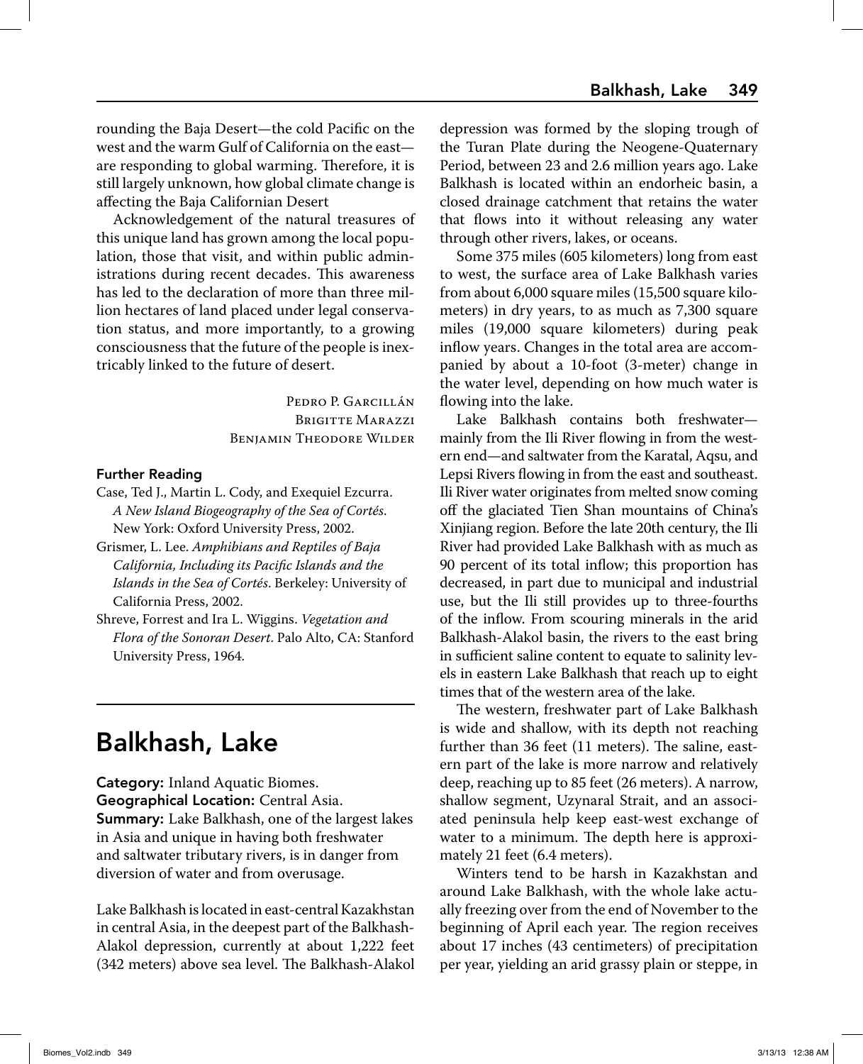rounding the Baja Desert—the cold Pacific on the west and the warm Gulf of California on the east—are responding to global warming. Therefore, it is still largely unknown, how global climate change is affecting the Baja Californian Desert

Acknowledgement of the natural treasures of this unique land has grown among the local population, those that visit, and within public administrations during recent decades. This awareness has led to the declaration of more than three million hectares of land placed under legal conservation status, and more importantly, to a growing consciousness that the future of the people is inextricably linked to the future of desert.

Pedro P. Garcillán
Brigitte Marazzi
Benjamin Theodore Wilder

#### Further Reading

Case, Ted J., Martin L. Cody, and Exequiel Ezcurra. *A New Island Biogeography of the Sea of Cortés*. New York: Oxford University Press, 2002.

Grismer, L. Lee. *Amphibians and Reptiles of Baja California, Including its Pacific Islands and the Islands in the Sea of Cortés*. Berkeley: University of California Press, 2002.

Shreve, Forrest and Ira L. Wiggins. *Vegetation and Flora of the Sonoran Desert*. Palo Alto, CA: Stanford University Press, 1964.

# Balkhash, Lake

**Category:** Inland Aquatic Biomes.
**Geographical Location:** Central Asia.
**Summary:** Lake Balkhash, one of the largest lakes in Asia and unique in having both freshwater and saltwater tributary rivers, is in danger from diversion of water and from overusage.

Lake Balkhash is located in east-central Kazakhstan in central Asia, in the deepest part of the Balkhash-Alakol depression, currently at about 1,222 feet (342 meters) above sea level. The Balkhash-Alakol depression was formed by the sloping trough of the Turan Plate during the Neogene-Quaternary Period, between 23 and 2.6 million years ago. Lake Balkhash is located within an endorheic basin, a closed drainage catchment that retains the water that flows into it without releasing any water through other rivers, lakes, or oceans.

Some 375 miles (605 kilometers) long from east to west, the surface area of Lake Balkhash varies from about 6,000 square miles (15,500 square kilometers) in dry years, to as much as 7,300 square miles (19,000 square kilometers) during peak inflow years. Changes in the total area are accompanied by about a 10-foot (3-meter) change in the water level, depending on how much water is flowing into the lake.

Lake Balkhash contains both freshwater—mainly from the Ili River flowing in from the western end—and saltwater from the Karatal, Aqsu, and Lepsi Rivers flowing in from the east and southeast. Ili River water originates from melted snow coming off the glaciated Tien Shan mountains of China's Xinjiang region. Before the late 20th century, the Ili River had provided Lake Balkhash with as much as 90 percent of its total inflow; this proportion has decreased, in part due to municipal and industrial use, but the Ili still provides up to three-fourths of the inflow. From scouring minerals in the arid Balkhash-Alakol basin, the rivers to the east bring in sufficient saline content to equate to salinity levels in eastern Lake Balkhash that reach up to eight times that of the western area of the lake.

The western, freshwater part of Lake Balkhash is wide and shallow, with its depth not reaching further than 36 feet (11 meters). The saline, eastern part of the lake is more narrow and relatively deep, reaching up to 85 feet (26 meters). A narrow, shallow segment, Uzynaral Strait, and an associated peninsula help keep east-west exchange of water to a minimum. The depth here is approximately 21 feet (6.4 meters).

Winters tend to be harsh in Kazakhstan and around Lake Balkhash, with the whole lake actually freezing over from the end of November to the beginning of April each year. The region receives about 17 inches (43 centimeters) of precipitation per year, yielding an arid grassy plain or steppe, in